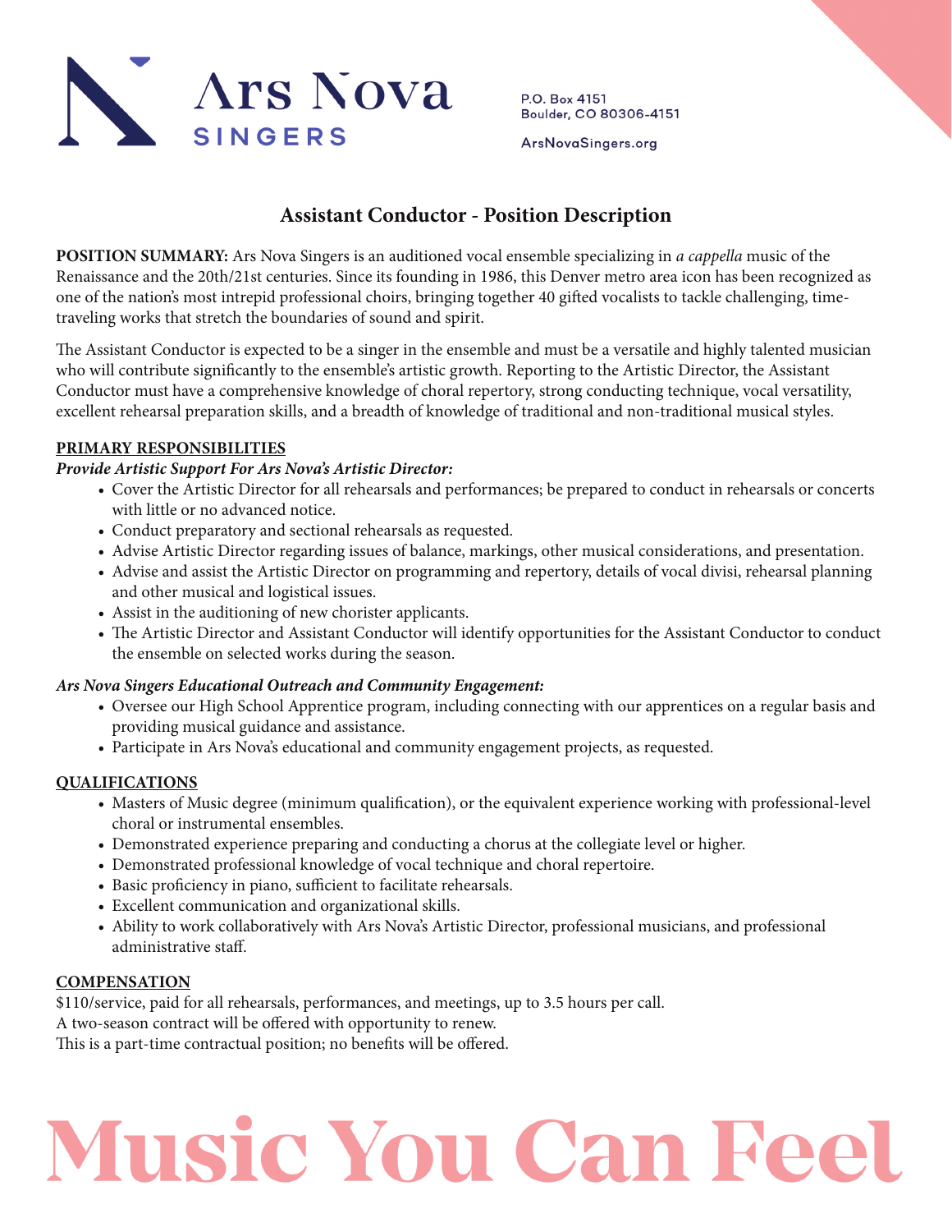# Ars Nova SINGERS

P.O. Box 4151
Boulder, CO 80306-4151

ArsNovaSingers.org

## Assistant Conductor - Position Description

**POSITION SUMMARY:** Ars Nova Singers is an auditioned vocal ensemble specializing in *a cappella* music of the Renaissance and the 20th/21st centuries. Since its founding in 1986, this Denver metro area icon has been recognized as one of the nation's most intrepid professional choirs, bringing together 40 gifted vocalists to tackle challenging, time-traveling works that stretch the boundaries of sound and spirit.

The Assistant Conductor is expected to be a singer in the ensemble and must be a versatile and highly talented musician who will contribute significantly to the ensemble's artistic growth. Reporting to the Artistic Director, the Assistant Conductor must have a comprehensive knowledge of choral repertory, strong conducting technique, vocal versatility, excellent rehearsal preparation skills, and a breadth of knowledge of traditional and non-traditional musical styles.

### PRIMARY RESPONSIBILITIES

***Provide Artistic Support For Ars Nova's Artistic Director:***

- Cover the Artistic Director for all rehearsals and performances; be prepared to conduct in rehearsals or concerts with little or no advanced notice.
- Conduct preparatory and sectional rehearsals as requested.
- Advise Artistic Director regarding issues of balance, markings, other musical considerations, and presentation.
- Advise and assist the Artistic Director on programming and repertory, details of vocal divisi, rehearsal planning and other musical and logistical issues.
- Assist in the auditioning of new chorister applicants.
- The Artistic Director and Assistant Conductor will identify opportunities for the Assistant Conductor to conduct the ensemble on selected works during the season.

***Ars Nova Singers Educational Outreach and Community Engagement:***

- Oversee our High School Apprentice program, including connecting with our apprentices on a regular basis and providing musical guidance and assistance.
- Participate in Ars Nova's educational and community engagement projects, as requested.

### QUALIFICATIONS

- Masters of Music degree (minimum qualification), or the equivalent experience working with professional-level choral or instrumental ensembles.
- Demonstrated experience preparing and conducting a chorus at the collegiate level or higher.
- Demonstrated professional knowledge of vocal technique and choral repertoire.
- Basic proficiency in piano, sufficient to facilitate rehearsals.
- Excellent communication and organizational skills.
- Ability to work collaboratively with Ars Nova's Artistic Director, professional musicians, and professional administrative staff.

### COMPENSATION

$110/service, paid for all rehearsals, performances, and meetings, up to 3.5 hours per call.
A two-season contract will be offered with opportunity to renew.
This is a part-time contractual position; no benefits will be offered.

# Music You Can Feel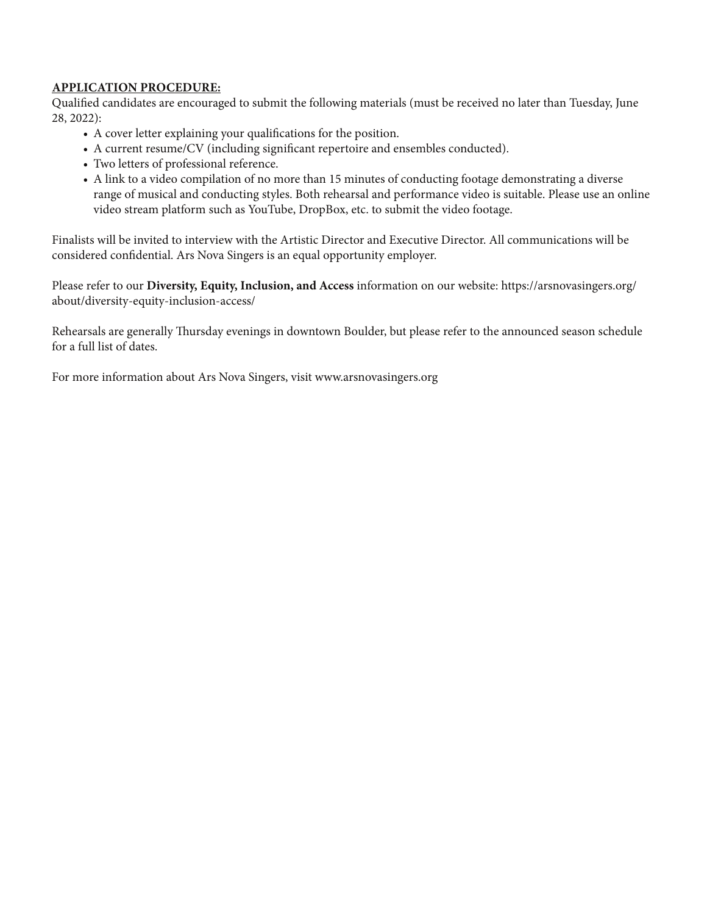**APPLICATION PROCEDURE:**

Qualified candidates are encouraged to submit the following materials (must be received no later than Tuesday, June 28, 2022):

- A cover letter explaining your qualifications for the position.
- A current resume/CV (including significant repertoire and ensembles conducted).
- Two letters of professional reference.
- A link to a video compilation of no more than 15 minutes of conducting footage demonstrating a diverse range of musical and conducting styles. Both rehearsal and performance video is suitable. Please use an online video stream platform such as YouTube, DropBox, etc. to submit the video footage.

Finalists will be invited to interview with the Artistic Director and Executive Director. All communications will be considered confidential. Ars Nova Singers is an equal opportunity employer.

Please refer to our **Diversity, Equity, Inclusion, and Access** information on our website: https://arsnovasingers.org/about/diversity-equity-inclusion-access/

Rehearsals are generally Thursday evenings in downtown Boulder, but please refer to the announced season schedule for a full list of dates.

For more information about Ars Nova Singers, visit www.arsnovasingers.org